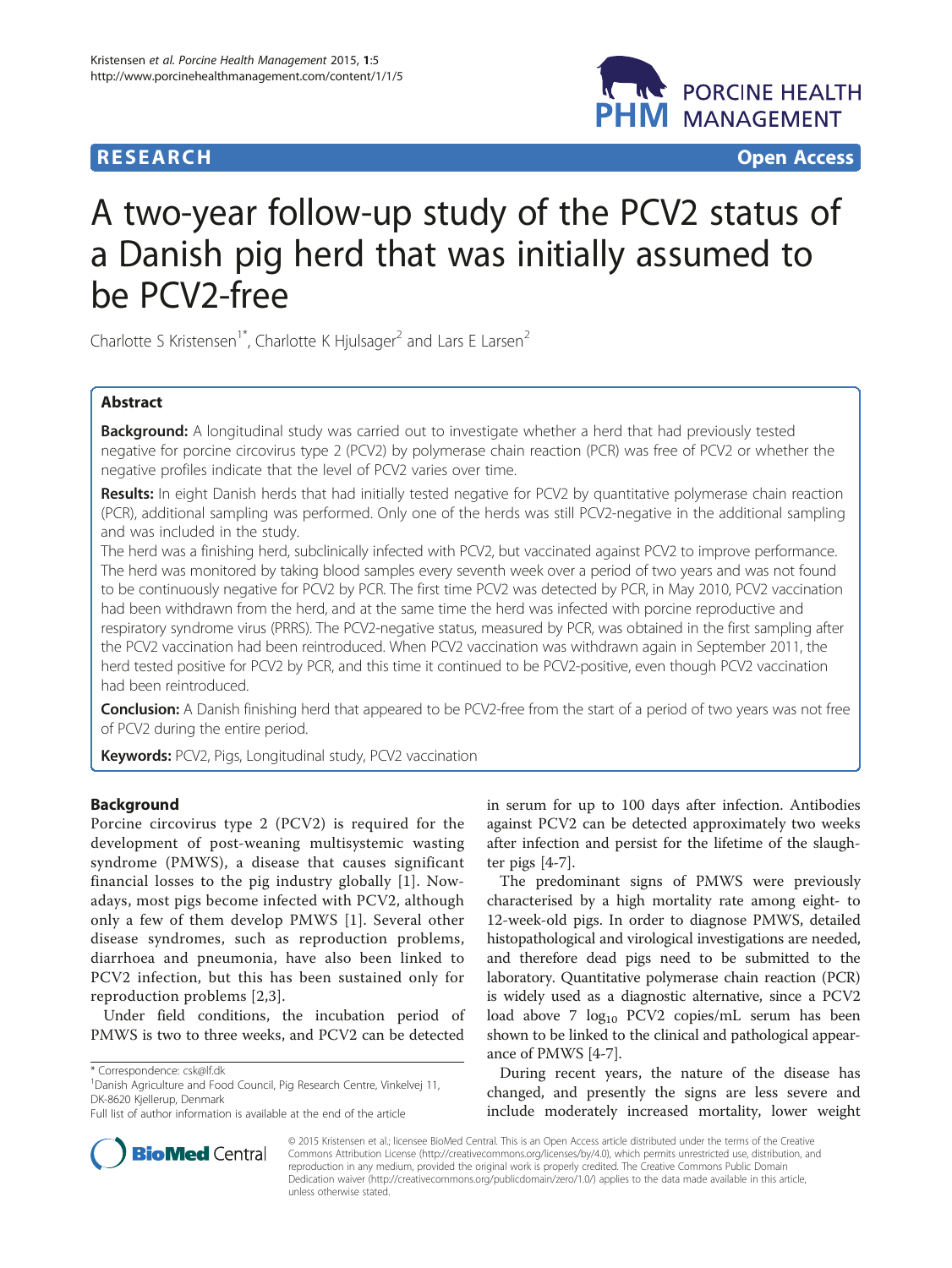**RESEARCH Open Access**

# A two-year follow-up study of the PCV2 status of a Danish pig herd that was initially assumed to be PCV2-free

Charlotte S Kristensen[1*], Charlotte K Hjulsager[2] and Lars E Larsen[2]

## Abstract

**Background:** A longitudinal study was carried out to investigate whether a herd that had previously tested negative for porcine circovirus type 2 (PCV2) by polymerase chain reaction (PCR) was free of PCV2 or whether the negative profiles indicate that the level of PCV2 varies over time.

**Results:** In eight Danish herds that had initially tested negative for PCV2 by quantitative polymerase chain reaction (PCR), additional sampling was performed. Only one of the herds was still PCV2-negative in the additional sampling and was included in the study.

The herd was a finishing herd, subclinically infected with PCV2, but vaccinated against PCV2 to improve performance. The herd was monitored by taking blood samples every seventh week over a period of two years and was not found to be continuously negative for PCV2 by PCR. The first time PCV2 was detected by PCR, in May 2010, PCV2 vaccination had been withdrawn from the herd, and at the same time the herd was infected with porcine reproductive and respiratory syndrome virus (PRRS). The PCV2-negative status, measured by PCR, was obtained in the first sampling after the PCV2 vaccination had been reintroduced. When PCV2 vaccination was withdrawn again in September 2011, the herd tested positive for PCV2 by PCR, and this time it continued to be PCV2-positive, even though PCV2 vaccination had been reintroduced.

**Conclusion:** A Danish finishing herd that appeared to be PCV2-free from the start of a period of two years was not free of PCV2 during the entire period.

**Keywords:** PCV2, Pigs, Longitudinal study, PCV2 vaccination

## Background

Porcine circovirus type 2 (PCV2) is required for the development of post-weaning multisystemic wasting syndrome (PMWS), a disease that causes significant financial losses to the pig industry globally [1]. Nowadays, most pigs become infected with PCV2, although only a few of them develop PMWS [1]. Several other disease syndromes, such as reproduction problems, diarrhoea and pneumonia, have also been linked to PCV2 infection, but this has been sustained only for reproduction problems [2,3].

Under field conditions, the incubation period of PMWS is two to three weeks, and PCV2 can be detected in serum for up to 100 days after infection. Antibodies against PCV2 can be detected approximately two weeks after infection and persist for the lifetime of the slaughter pigs [4-7].

The predominant signs of PMWS were previously characterised by a high mortality rate among eight- to 12-week-old pigs. In order to diagnose PMWS, detailed histopathological and virological investigations are needed, and therefore dead pigs need to be submitted to the laboratory. Quantitative polymerase chain reaction (PCR) is widely used as a diagnostic alternative, since a PCV2 load above 7 $\log_{10}$ PCV2 copies/mL serum has been shown to be linked to the clinical and pathological appearance of PMWS [4-7].

During recent years, the nature of the disease has changed, and presently the signs are less severe and include moderately increased mortality, lower weight

\* Correspondence: csk@lf.dk

[1]Danish Agriculture and Food Council, Pig Research Centre, Vinkelvej 11, DK-8620 Kjellerup, Denmark

Full list of author information is available at the end of the article

© 2015 Kristensen et al.; licensee BioMed Central. This is an Open Access article distributed under the terms of the Creative Commons Attribution License (http://creativecommons.org/licenses/by/4.0), which permits unrestricted use, distribution, and reproduction in any medium, provided the original work is properly credited. The Creative Commons Public Domain Dedication waiver (http://creativecommons.org/publicdomain/zero/1.0/) applies to the data made available in this article, unless otherwise stated.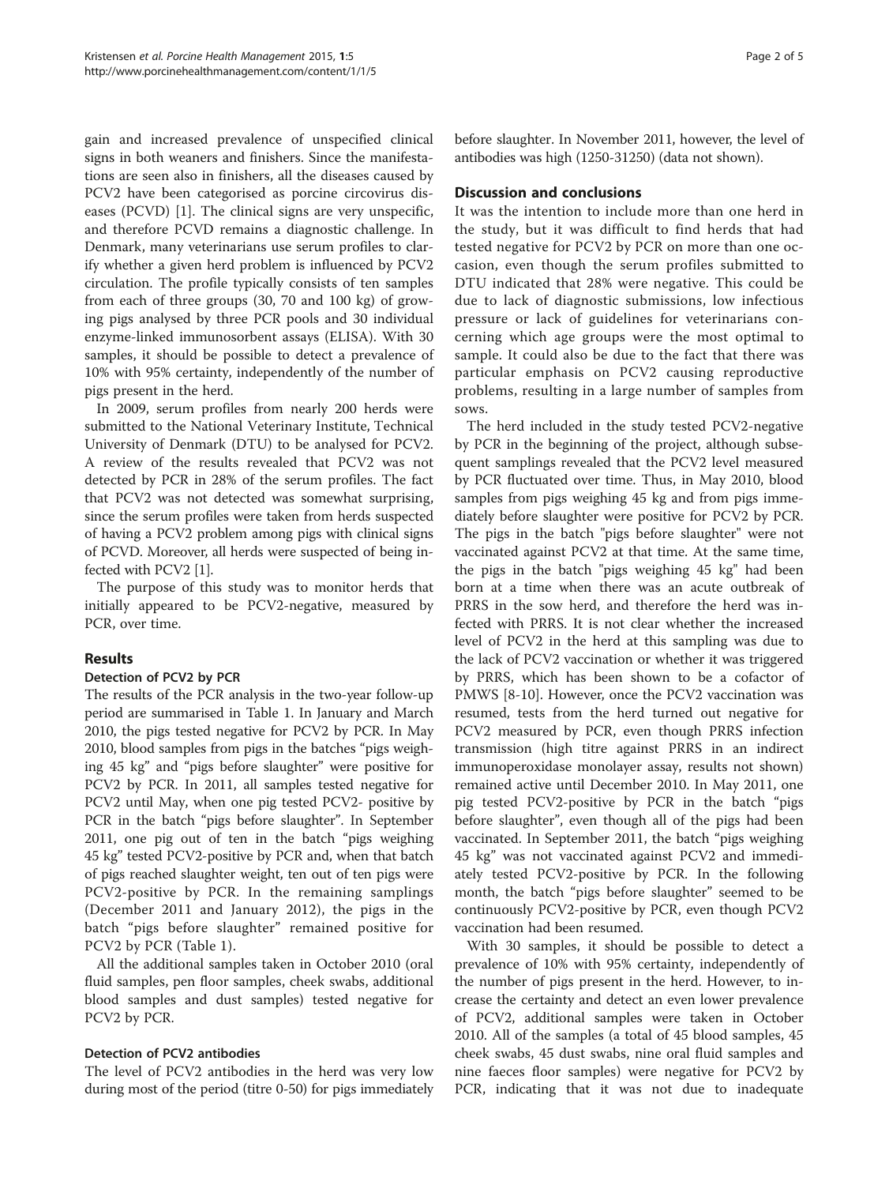gain and increased prevalence of unspecified clinical signs in both weaners and finishers. Since the manifestations are seen also in finishers, all the diseases caused by PCV2 have been categorised as porcine circovirus diseases (PCVD) [1]. The clinical signs are very unspecific, and therefore PCVD remains a diagnostic challenge. In Denmark, many veterinarians use serum profiles to clarify whether a given herd problem is influenced by PCV2 circulation. The profile typically consists of ten samples from each of three groups (30, 70 and 100 kg) of growing pigs analysed by three PCR pools and 30 individual enzyme-linked immunosorbent assays (ELISA). With 30 samples, it should be possible to detect a prevalence of 10% with 95% certainty, independently of the number of pigs present in the herd.

In 2009, serum profiles from nearly 200 herds were submitted to the National Veterinary Institute, Technical University of Denmark (DTU) to be analysed for PCV2. A review of the results revealed that PCV2 was not detected by PCR in 28% of the serum profiles. The fact that PCV2 was not detected was somewhat surprising, since the serum profiles were taken from herds suspected of having a PCV2 problem among pigs with clinical signs of PCVD. Moreover, all herds were suspected of being infected with PCV2 [1].

The purpose of this study was to monitor herds that initially appeared to be PCV2-negative, measured by PCR, over time.

## Results

### Detection of PCV2 by PCR

The results of the PCR analysis in the two-year follow-up period are summarised in Table 1. In January and March 2010, the pigs tested negative for PCV2 by PCR. In May 2010, blood samples from pigs in the batches "pigs weighing 45 kg" and "pigs before slaughter" were positive for PCV2 by PCR. In 2011, all samples tested negative for PCV2 until May, when one pig tested PCV2- positive by PCR in the batch "pigs before slaughter". In September 2011, one pig out of ten in the batch "pigs weighing 45 kg" tested PCV2-positive by PCR and, when that batch of pigs reached slaughter weight, ten out of ten pigs were PCV2-positive by PCR. In the remaining samplings (December 2011 and January 2012), the pigs in the batch "pigs before slaughter" remained positive for PCV2 by PCR (Table 1).

All the additional samples taken in October 2010 (oral fluid samples, pen floor samples, cheek swabs, additional blood samples and dust samples) tested negative for PCV2 by PCR.

### Detection of PCV2 antibodies

The level of PCV2 antibodies in the herd was very low during most of the period (titre 0-50) for pigs immediately before slaughter. In November 2011, however, the level of antibodies was high (1250-31250) (data not shown).

## Discussion and conclusions

It was the intention to include more than one herd in the study, but it was difficult to find herds that had tested negative for PCV2 by PCR on more than one occasion, even though the serum profiles submitted to DTU indicated that 28% were negative. This could be due to lack of diagnostic submissions, low infectious pressure or lack of guidelines for veterinarians concerning which age groups were the most optimal to sample. It could also be due to the fact that there was particular emphasis on PCV2 causing reproductive problems, resulting in a large number of samples from sows.

The herd included in the study tested PCV2-negative by PCR in the beginning of the project, although subsequent samplings revealed that the PCV2 level measured by PCR fluctuated over time. Thus, in May 2010, blood samples from pigs weighing 45 kg and from pigs immediately before slaughter were positive for PCV2 by PCR. The pigs in the batch "pigs before slaughter" were not vaccinated against PCV2 at that time. At the same time, the pigs in the batch "pigs weighing 45 kg" had been born at a time when there was an acute outbreak of PRRS in the sow herd, and therefore the herd was infected with PRRS. It is not clear whether the increased level of PCV2 in the herd at this sampling was due to the lack of PCV2 vaccination or whether it was triggered by PRRS, which has been shown to be a cofactor of PMWS [8-10]. However, once the PCV2 vaccination was resumed, tests from the herd turned out negative for PCV2 measured by PCR, even though PRRS infection transmission (high titre against PRRS in an indirect immunoperoxidase monolayer assay, results not shown) remained active until December 2010. In May 2011, one pig tested PCV2-positive by PCR in the batch "pigs before slaughter", even though all of the pigs had been vaccinated. In September 2011, the batch "pigs weighing 45 kg" was not vaccinated against PCV2 and immediately tested PCV2-positive by PCR. In the following month, the batch "pigs before slaughter" seemed to be continuously PCV2-positive by PCR, even though PCV2 vaccination had been resumed.

With 30 samples, it should be possible to detect a prevalence of 10% with 95% certainty, independently of the number of pigs present in the herd. However, to increase the certainty and detect an even lower prevalence of PCV2, additional samples were taken in October 2010. All of the samples (a total of 45 blood samples, 45 cheek swabs, 45 dust swabs, nine oral fluid samples and nine faeces floor samples) were negative for PCV2 by PCR, indicating that it was not due to inadequate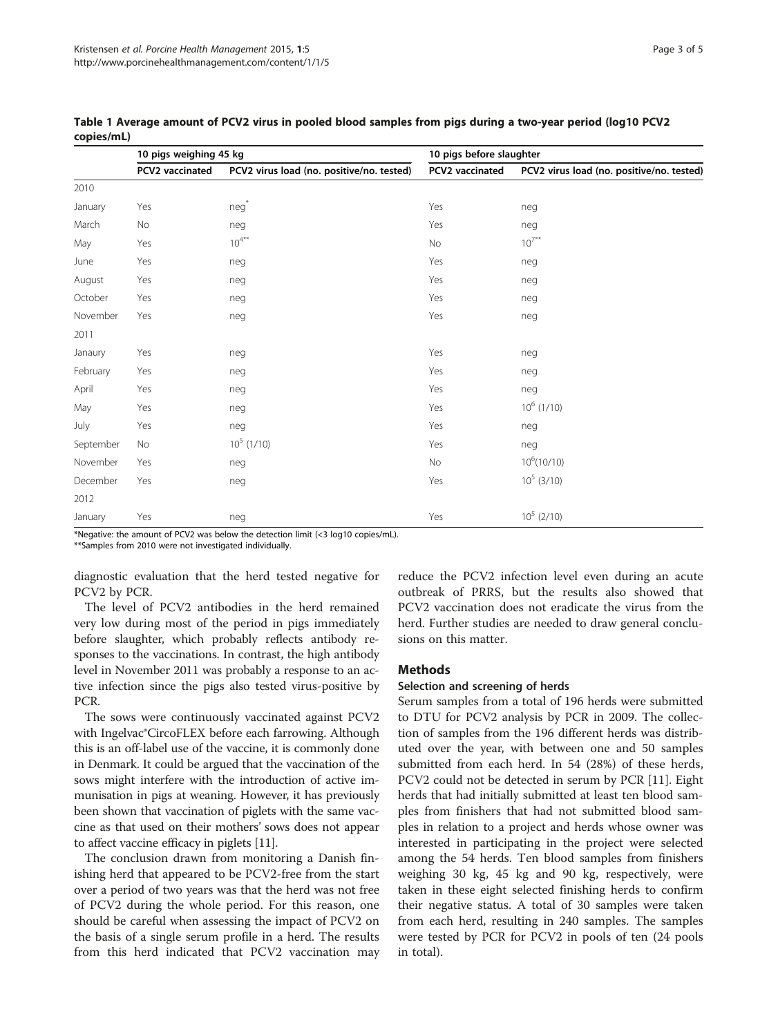**Table 1 Average amount of PCV2 virus in pooled blood samples from pigs during a two-year period (log10 PCV2 copies/mL)**

| | 10 pigs weighing 45 kg | | 10 pigs before slaughter | |
|---|---|---|---|---|
| | PCV2 vaccinated | PCV2 virus load (no. positive/no. tested) | PCV2 vaccinated | PCV2 virus load (no. positive/no. tested) |
| 2010 | | | | |
| January | Yes | neg* | Yes | neg |
| March | No | neg | Yes | neg |
| May | Yes | $10^{4}$** | No | $10^{7}$** |
| June | Yes | neg | Yes | neg |
| August | Yes | neg | Yes | neg |
| October | Yes | neg | Yes | neg |
| November | Yes | neg | Yes | neg |
| 2011 | | | | |
| Janaury | Yes | neg | Yes | neg |
| February | Yes | neg | Yes | neg |
| April | Yes | neg | Yes | neg |
| May | Yes | neg | Yes | $10^{6}$ (1/10) |
| July | Yes | neg | Yes | neg |
| September | No | $10^{5}$ (1/10) | Yes | neg |
| November | Yes | neg | No | $10^{6}$(10/10) |
| December | Yes | neg | Yes | $10^{5}$ (3/10) |
| 2012 | | | | |
| January | Yes | neg | Yes | $10^{5}$ (2/10) |

*Negative: the amount of PCV2 was below the detection limit (<3 log10 copies/mL).
**Samples from 2010 were not investigated individually.

diagnostic evaluation that the herd tested negative for PCV2 by PCR.

The level of PCV2 antibodies in the herd remained very low during most of the period in pigs immediately before slaughter, which probably reflects antibody responses to the vaccinations. In contrast, the high antibody level in November 2011 was probably a response to an active infection since the pigs also tested virus-positive by PCR.

The sows were continuously vaccinated against PCV2 with Ingelvac®CircoFLEX before each farrowing. Although this is an off-label use of the vaccine, it is commonly done in Denmark. It could be argued that the vaccination of the sows might interfere with the introduction of active immunisation in pigs at weaning. However, it has previously been shown that vaccination of piglets with the same vaccine as that used on their mothers' sows does not appear to affect vaccine efficacy in piglets [11].

The conclusion drawn from monitoring a Danish finishing herd that appeared to be PCV2-free from the start over a period of two years was that the herd was not free of PCV2 during the whole period. For this reason, one should be careful when assessing the impact of PCV2 on the basis of a single serum profile in a herd. The results from this herd indicated that PCV2 vaccination may reduce the PCV2 infection level even during an acute outbreak of PRRS, but the results also showed that PCV2 vaccination does not eradicate the virus from the herd. Further studies are needed to draw general conclusions on this matter.

## Methods

### Selection and screening of herds

Serum samples from a total of 196 herds were submitted to DTU for PCV2 analysis by PCR in 2009. The collection of samples from the 196 different herds was distributed over the year, with between one and 50 samples submitted from each herd. In 54 (28%) of these herds, PCV2 could not be detected in serum by PCR [11]. Eight herds that had initially submitted at least ten blood samples from finishers that had not submitted blood samples in relation to a project and herds whose owner was interested in participating in the project were selected among the 54 herds. Ten blood samples from finishers weighing 30 kg, 45 kg and 90 kg, respectively, were taken in these eight selected finishing herds to confirm their negative status. A total of 30 samples were taken from each herd, resulting in 240 samples. The samples were tested by PCR for PCV2 in pools of ten (24 pools in total).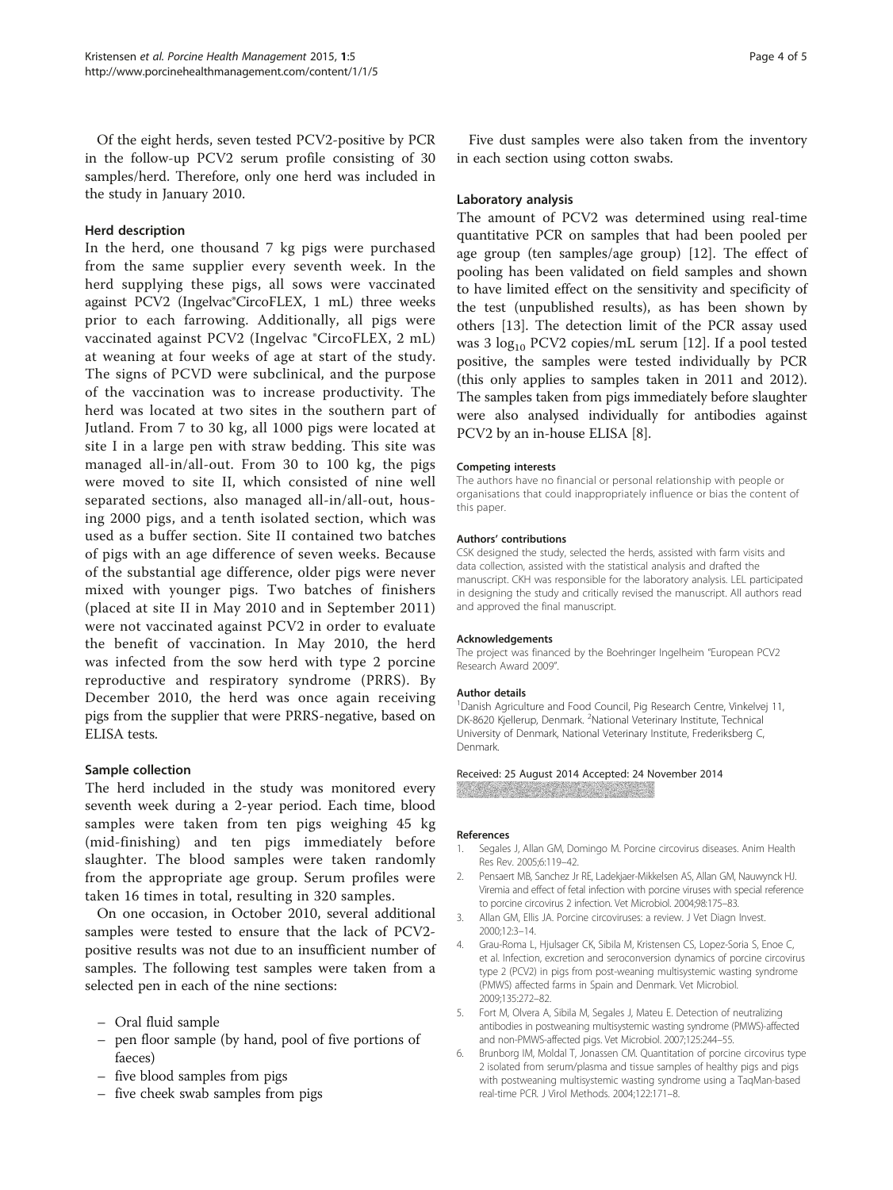Of the eight herds, seven tested PCV2-positive by PCR in the follow-up PCV2 serum profile consisting of 30 samples/herd. Therefore, only one herd was included in the study in January 2010.

### Herd description

In the herd, one thousand 7 kg pigs were purchased from the same supplier every seventh week. In the herd supplying these pigs, all sows were vaccinated against PCV2 (Ingelvac®CircoFLEX, 1 mL) three weeks prior to each farrowing. Additionally, all pigs were vaccinated against PCV2 (Ingelvac ®CircoFLEX, 2 mL) at weaning at four weeks of age at start of the study. The signs of PCVD were subclinical, and the purpose of the vaccination was to increase productivity. The herd was located at two sites in the southern part of Jutland. From 7 to 30 kg, all 1000 pigs were located at site I in a large pen with straw bedding. This site was managed all-in/all-out. From 30 to 100 kg, the pigs were moved to site II, which consisted of nine well separated sections, also managed all-in/all-out, housing 2000 pigs, and a tenth isolated section, which was used as a buffer section. Site II contained two batches of pigs with an age difference of seven weeks. Because of the substantial age difference, older pigs were never mixed with younger pigs. Two batches of finishers (placed at site II in May 2010 and in September 2011) were not vaccinated against PCV2 in order to evaluate the benefit of vaccination. In May 2010, the herd was infected from the sow herd with type 2 porcine reproductive and respiratory syndrome (PRRS). By December 2010, the herd was once again receiving pigs from the supplier that were PRRS-negative, based on ELISA tests.

### Sample collection

The herd included in the study was monitored every seventh week during a 2-year period. Each time, blood samples were taken from ten pigs weighing 45 kg (mid-finishing) and ten pigs immediately before slaughter. The blood samples were taken randomly from the appropriate age group. Serum profiles were taken 16 times in total, resulting in 320 samples.

On one occasion, in October 2010, several additional samples were tested to ensure that the lack of PCV2-positive results was not due to an insufficient number of samples. The following test samples were taken from a selected pen in each of the nine sections:

- Oral fluid sample
- pen floor sample (by hand, pool of five portions of faeces)
- five blood samples from pigs
- five cheek swab samples from pigs

Five dust samples were also taken from the inventory in each section using cotton swabs.

### Laboratory analysis

The amount of PCV2 was determined using real-time quantitative PCR on samples that had been pooled per age group (ten samples/age group) [12]. The effect of pooling has been validated on field samples and shown to have limited effect on the sensitivity and specificity of the test (unpublished results), as has been shown by others [13]. The detection limit of the PCR assay used was 3 $\log_{10}$ PCV2 copies/mL serum [12]. If a pool tested positive, the samples were tested individually by PCR (this only applies to samples taken in 2011 and 2012). The samples taken from pigs immediately before slaughter were also analysed individually for antibodies against PCV2 by an in-house ELISA [8].

#### Competing interests

The authors have no financial or personal relationship with people or organisations that could inappropriately influence or bias the content of this paper.

#### Authors' contributions

CSK designed the study, selected the herds, assisted with farm visits and data collection, assisted with the statistical analysis and drafted the manuscript. CKH was responsible for the laboratory analysis. LEL participated in designing the study and critically revised the manuscript. All authors read and approved the final manuscript.

#### Acknowledgements

The project was financed by the Boehringer Ingelheim "European PCV2 Research Award 2009".

#### Author details

[1]Danish Agriculture and Food Council, Pig Research Centre, Vinkelvej 11, DK-8620 Kjellerup, Denmark. [2]National Veterinary Institute, Technical University of Denmark, National Veterinary Institute, Frederiksberg C, Denmark.

Received: 25 August 2014 Accepted: 24 November 2014

#### References

1. Segales J, Allan GM, Domingo M. Porcine circovirus diseases. Anim Health Res Rev. 2005;6:119–42.
2. Pensaert MB, Sanchez Jr RE, Ladekjaer-Mikkelsen AS, Allan GM, Nauwynck HJ. Viremia and effect of fetal infection with porcine viruses with special reference to porcine circovirus 2 infection. Vet Microbiol. 2004;98:175–83.
3. Allan GM, Ellis JA. Porcine circoviruses: a review. J Vet Diagn Invest. 2000;12:3–14.
4. Grau-Roma L, Hjulsager CK, Sibila M, Kristensen CS, Lopez-Soria S, Enoe C, et al. Infection, excretion and seroconversion dynamics of porcine circovirus type 2 (PCV2) in pigs from post-weaning multisystemic wasting syndrome (PMWS) affected farms in Spain and Denmark. Vet Microbiol. 2009;135:272–82.
5. Fort M, Olvera A, Sibila M, Segales J, Mateu E. Detection of neutralizing antibodies in postweaning multisystemic wasting syndrome (PMWS)-affected and non-PMWS-affected pigs. Vet Microbiol. 2007;125:244–55.
6. Brunborg IM, Moldal T, Jonassen CM. Quantitation of porcine circovirus type 2 isolated from serum/plasma and tissue samples of healthy pigs and pigs with postweaning multisystemic wasting syndrome using a TaqMan-based real-time PCR. J Virol Methods. 2004;122:171–8.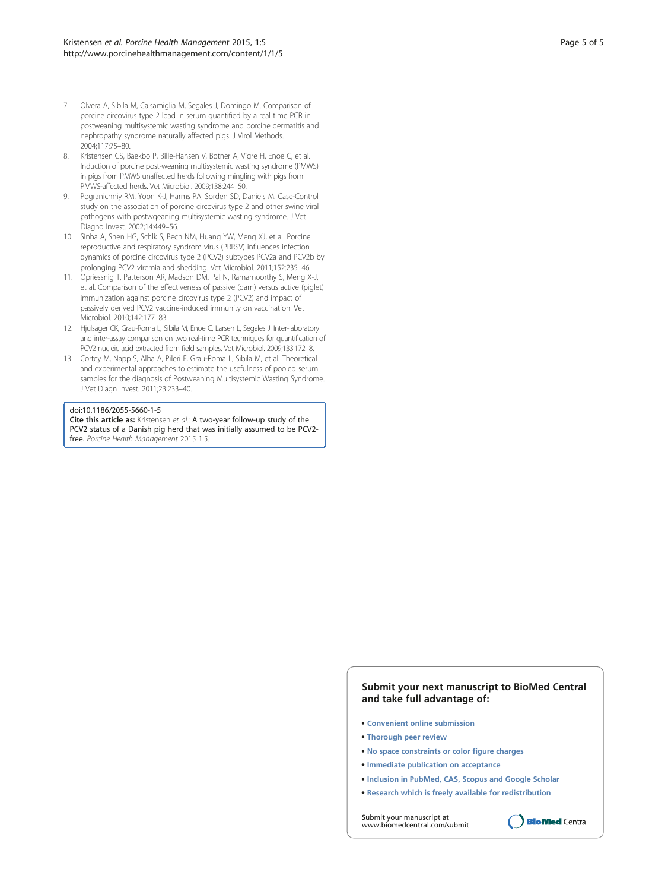7. Olvera A, Sibila M, Calsamiglia M, Segales J, Domingo M. Comparison of porcine circovirus type 2 load in serum quantified by a real time PCR in postweaning multisystemic wasting syndrome and porcine dermatitis and nephropathy syndrome naturally affected pigs. J Virol Methods. 2004;117:75–80.
8. Kristensen CS, Baekbo P, Bille-Hansen V, Botner A, Vigre H, Enoe C, et al. Induction of porcine post-weaning multisystemic wasting syndrome (PMWS) in pigs from PMWS unaffected herds following mingling with pigs from PMWS-affected herds. Vet Microbiol. 2009;138:244–50.
9. Pogranichniy RM, Yoon K-J, Harms PA, Sorden SD, Daniels M. Case-Control study on the association of porcine circovirus type 2 and other swine viral pathogens with postwqeaning multisystemic wasting syndrome. J Vet Diagno Invest. 2002;14:449–56.
10. Sinha A, Shen HG, Schlk S, Bech NM, Huang YW, Meng XJ, et al. Porcine reproductive and respiratory syndrom virus (PRRSV) influences infection dynamics of porcine circovirus type 2 (PCV2) subtypes PCV2a and PCV2b by prolonging PCV2 viremia and shedding. Vet Microbiol. 2011;152:235–46.
11. Opriessnig T, Patterson AR, Madson DM, Pal N, Ramamoorthy S, Meng X-J, et al. Comparison of the effectiveness of passive (dam) versus active (piglet) immunization against porcine circovirus type 2 (PCV2) and impact of passively derived PCV2 vaccine-induced immunity on vaccination. Vet Microbiol. 2010;142:177–83.
12. Hjulsager CK, Grau-Roma L, Sibila M, Enoe C, Larsen L, Segales J. Inter-laboratory and inter-assay comparison on two real-time PCR techniques for quantification of PCV2 nucleic acid extracted from field samples. Vet Microbiol. 2009;133:172–8.
13. Cortey M, Napp S, Alba A, Pileri E, Grau-Roma L, Sibila M, et al. Theoretical and experimental approaches to estimate the usefulness of pooled serum samples for the diagnosis of Postweaning Multisystemic Wasting Syndrome. J Vet Diagn Invest. 2011;23:233–40.

doi:10.1186/2055-5660-1-5
**Cite this article as:** Kristensen *et al.*: A two-year follow-up study of the PCV2 status of a Danish pig herd that was initially assumed to be PCV2-free. *Porcine Health Management* 2015 **1**:5.

**Submit your next manuscript to BioMed Central and take full advantage of:**

- **Convenient online submission**
- **Thorough peer review**
- **No space constraints or color figure charges**
- **Immediate publication on acceptance**
- **Inclusion in PubMed, CAS, Scopus and Google Scholar**
- **Research which is freely available for redistribution**

Submit your manuscript at
www.biomedcentral.com/submit